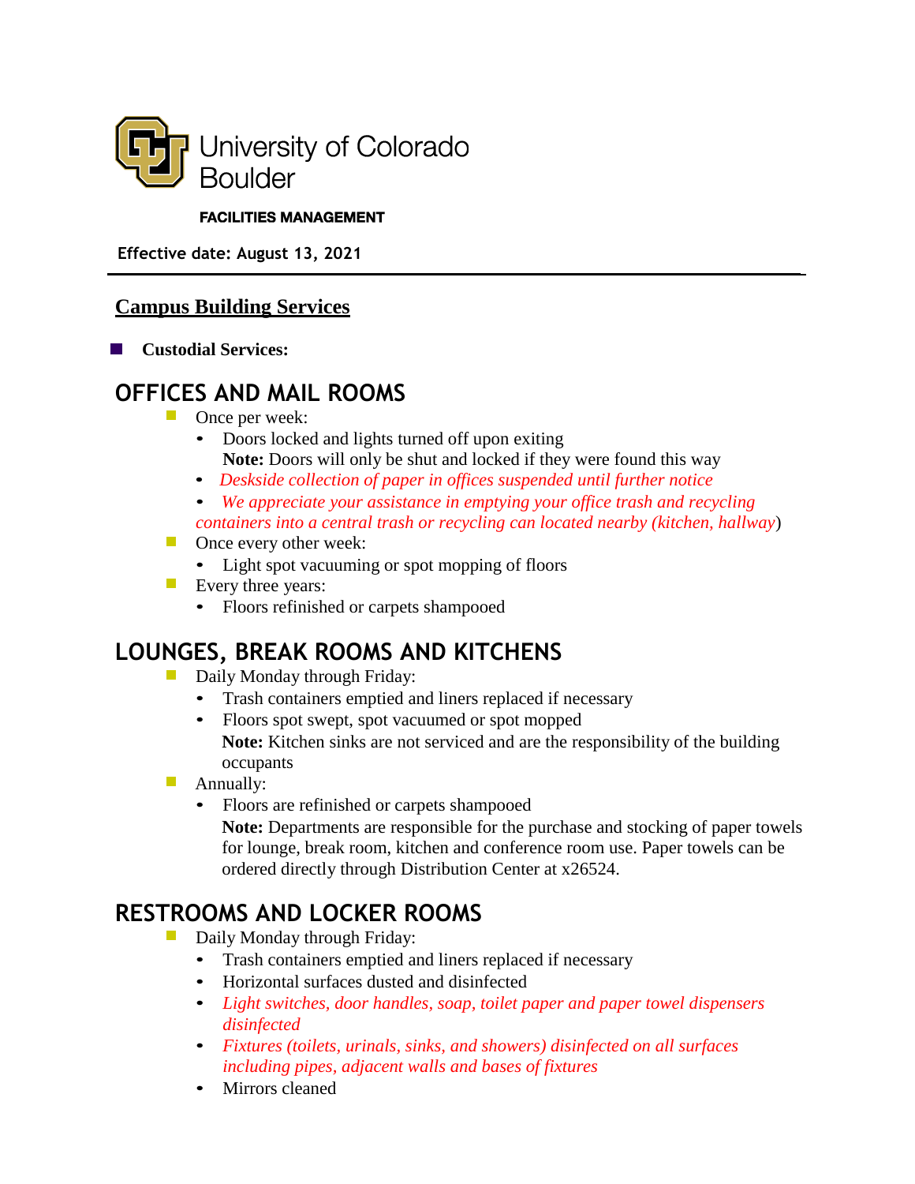University of Colorado
Boulder

**FACILITIES MANAGEMENT**

**Effective date: August 13, 2021**

---

## Campus Building Services

- **Custodial Services:**

# OFFICES AND MAIL ROOMS

- Once per week:
  - Doors locked and lights turned off upon exiting
    **Note:** Doors will only be shut and locked if they were found this way
  - *Deskside collection of paper in offices suspended until further notice*
  - *We appreciate your assistance in emptying your office trash and recycling containers into a central trash or recycling can located nearby (kitchen, hallway*)
- Once every other week:
  - Light spot vacuuming or spot mopping of floors
- Every three years:
  - Floors refinished or carpets shampooed

# LOUNGES, BREAK ROOMS AND KITCHENS

- Daily Monday through Friday:
  - Trash containers emptied and liners replaced if necessary
  - Floors spot swept, spot vacuumed or spot mopped
    **Note:** Kitchen sinks are not serviced and are the responsibility of the building occupants
- Annually:
  - Floors are refinished or carpets shampooed
    **Note:** Departments are responsible for the purchase and stocking of paper towels for lounge, break room, kitchen and conference room use. Paper towels can be ordered directly through Distribution Center at x26524.

# RESTROOMS AND LOCKER ROOMS

- Daily Monday through Friday:
  - Trash containers emptied and liners replaced if necessary
  - Horizontal surfaces dusted and disinfected
  - *Light switches, door handles, soap, toilet paper and paper towel dispensers disinfected*
  - *Fixtures (toilets, urinals, sinks, and showers) disinfected on all surfaces including pipes, adjacent walls and bases of fixtures*
  - Mirrors cleaned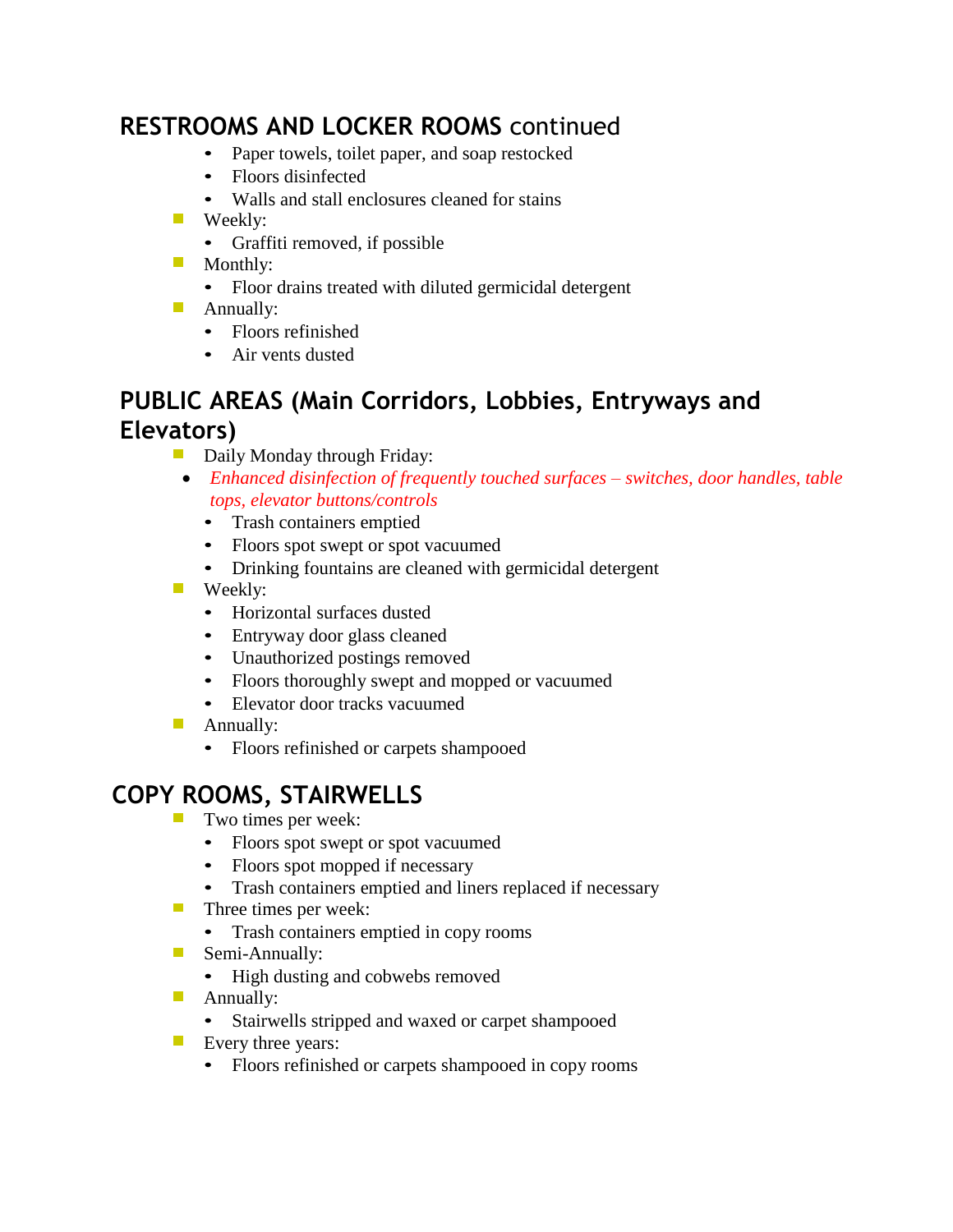## **RESTROOMS AND LOCKER ROOMS** continued

- Paper towels, toilet paper, and soap restocked
- Floors disinfected
- Walls and stall enclosures cleaned for stains

- Weekly:
  - Graffiti removed, if possible
- Monthly:
  - Floor drains treated with diluted germicidal detergent
- Annually:
  - Floors refinished
  - Air vents dusted

## PUBLIC AREAS (Main Corridors, Lobbies, Entryways and Elevators)

- Daily Monday through Friday:
  - *Enhanced disinfection of frequently touched surfaces – switches, door handles, table tops, elevator buttons/controls*
  - Trash containers emptied
  - Floors spot swept or spot vacuumed
  - Drinking fountains are cleaned with germicidal detergent
- Weekly:
  - Horizontal surfaces dusted
  - Entryway door glass cleaned
  - Unauthorized postings removed
  - Floors thoroughly swept and mopped or vacuumed
  - Elevator door tracks vacuumed
- Annually:
  - Floors refinished or carpets shampooed

## COPY ROOMS, STAIRWELLS

- Two times per week:
  - Floors spot swept or spot vacuumed
  - Floors spot mopped if necessary
  - Trash containers emptied and liners replaced if necessary
- Three times per week:
  - Trash containers emptied in copy rooms
- Semi-Annually:
  - High dusting and cobwebs removed
- Annually:
  - Stairwells stripped and waxed or carpet shampooed
- Every three years:
  - Floors refinished or carpets shampooed in copy rooms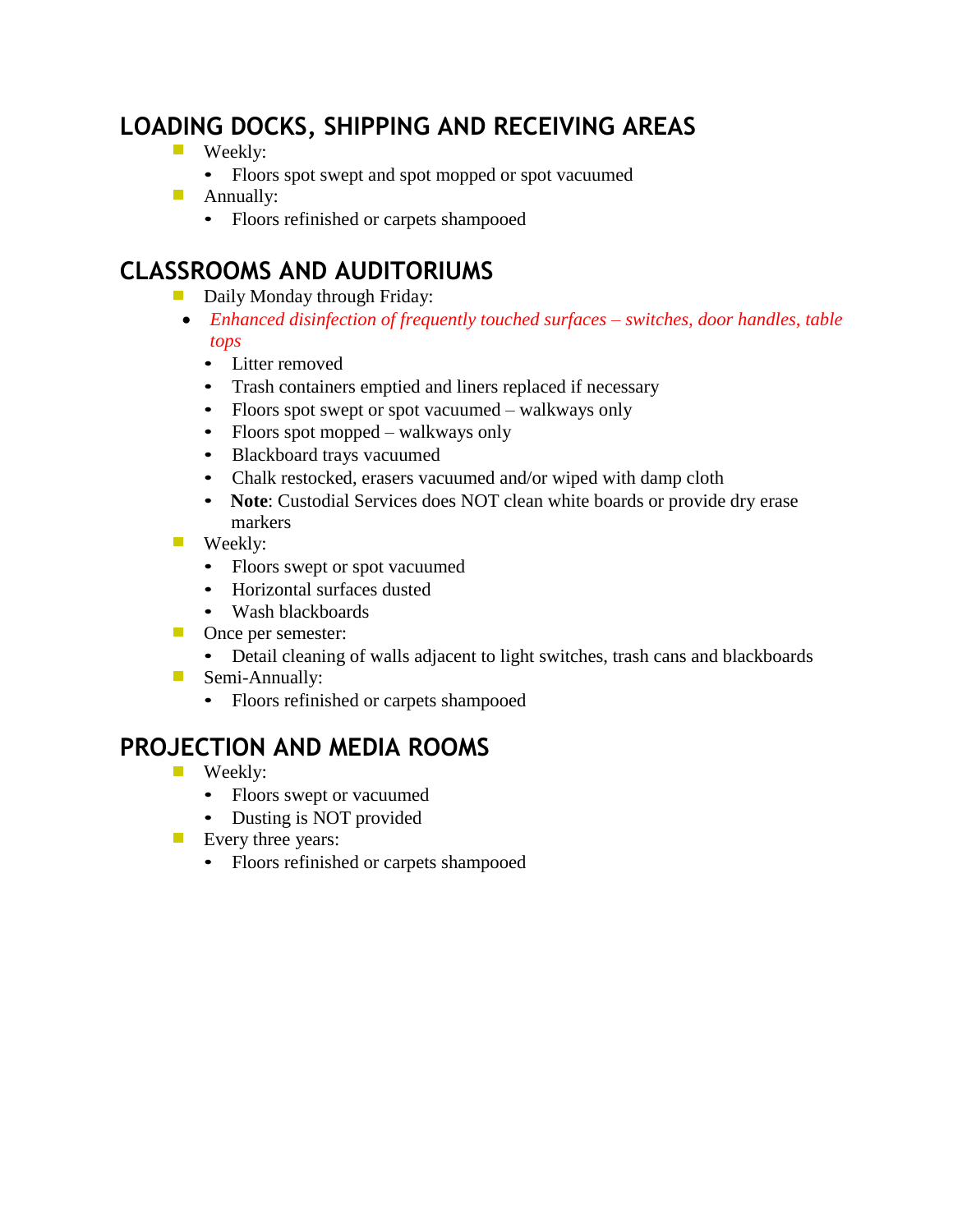## LOADING DOCKS, SHIPPING AND RECEIVING AREAS

- Weekly:
  - Floors spot swept and spot mopped or spot vacuumed
- Annually:
  - Floors refinished or carpets shampooed

## CLASSROOMS AND AUDITORIUMS

- Daily Monday through Friday:
  - *Enhanced disinfection of frequently touched surfaces – switches, door handles, table tops*
  - Litter removed
  - Trash containers emptied and liners replaced if necessary
  - Floors spot swept or spot vacuumed – walkways only
  - Floors spot mopped – walkways only
  - Blackboard trays vacuumed
  - Chalk restocked, erasers vacuumed and/or wiped with damp cloth
  - **Note**: Custodial Services does NOT clean white boards or provide dry erase markers
- Weekly:
  - Floors swept or spot vacuumed
  - Horizontal surfaces dusted
  - Wash blackboards
- Once per semester:
  - Detail cleaning of walls adjacent to light switches, trash cans and blackboards
- Semi-Annually:
  - Floors refinished or carpets shampooed

## PROJECTION AND MEDIA ROOMS

- Weekly:
  - Floors swept or vacuumed
  - Dusting is NOT provided
- Every three years:
  - Floors refinished or carpets shampooed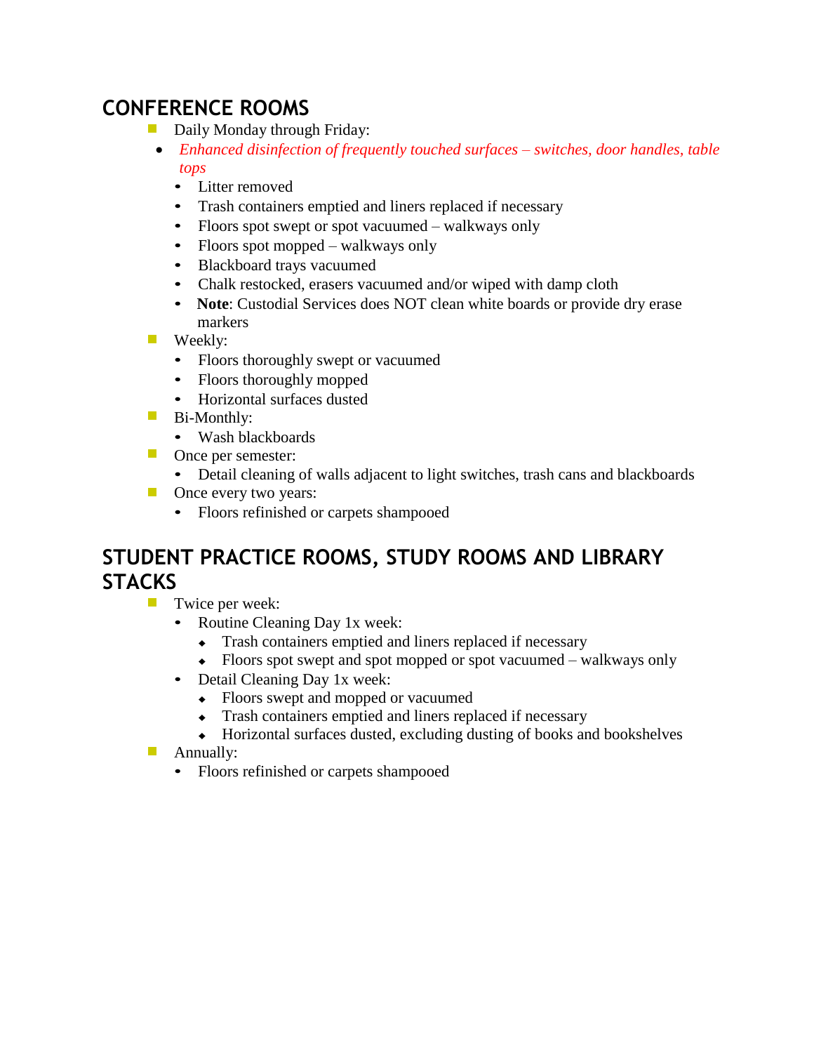## CONFERENCE ROOMS

- Daily Monday through Friday:
  - *Enhanced disinfection of frequently touched surfaces – switches, door handles, table tops*
  - Litter removed
  - Trash containers emptied and liners replaced if necessary
  - Floors spot swept or spot vacuumed – walkways only
  - Floors spot mopped – walkways only
  - Blackboard trays vacuumed
  - Chalk restocked, erasers vacuumed and/or wiped with damp cloth
  - **Note**: Custodial Services does NOT clean white boards or provide dry erase markers
- Weekly:
  - Floors thoroughly swept or vacuumed
  - Floors thoroughly mopped
  - Horizontal surfaces dusted
- Bi-Monthly:
  - Wash blackboards
- Once per semester:
  - Detail cleaning of walls adjacent to light switches, trash cans and blackboards
- Once every two years:
  - Floors refinished or carpets shampooed

## STUDENT PRACTICE ROOMS, STUDY ROOMS AND LIBRARY STACKS

- Twice per week:
  - Routine Cleaning Day 1x week:
    - Trash containers emptied and liners replaced if necessary
    - Floors spot swept and spot mopped or spot vacuumed – walkways only
  - Detail Cleaning Day 1x week:
    - Floors swept and mopped or vacuumed
    - Trash containers emptied and liners replaced if necessary
    - Horizontal surfaces dusted, excluding dusting of books and bookshelves
- Annually:
  - Floors refinished or carpets shampooed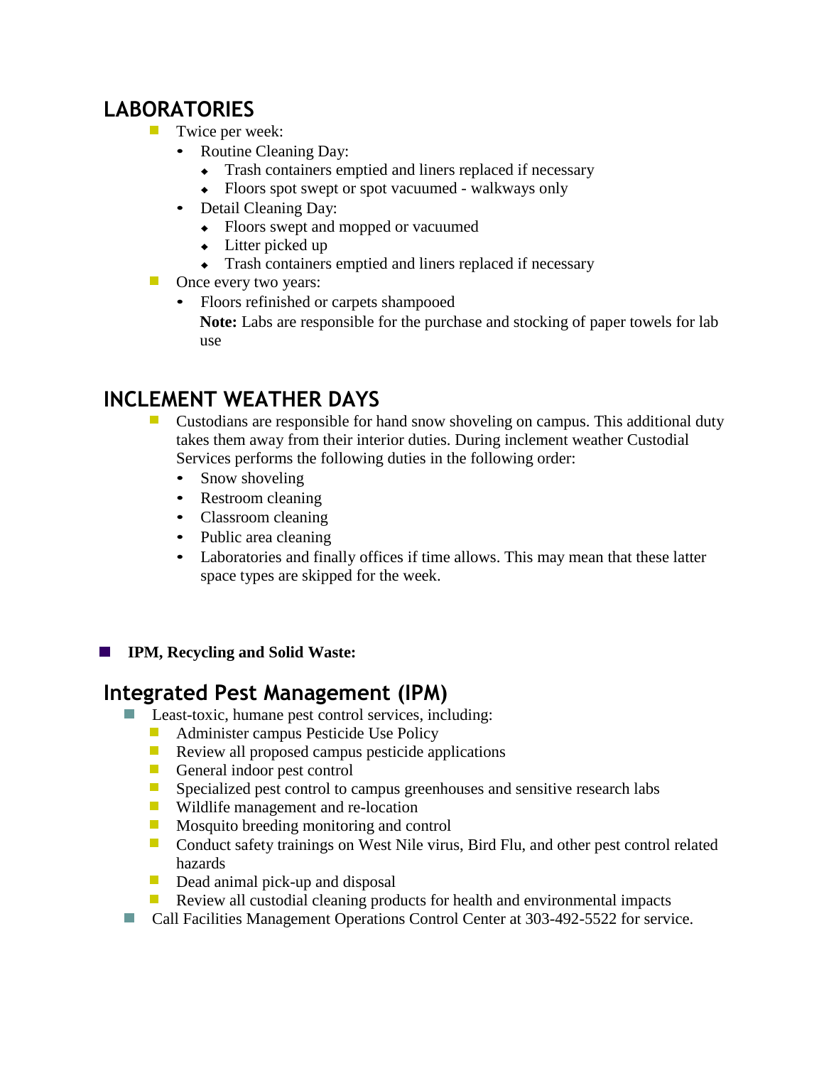## LABORATORIES

- Twice per week:
  - Routine Cleaning Day:
    - Trash containers emptied and liners replaced if necessary
    - Floors spot swept or spot vacuumed - walkways only
  - Detail Cleaning Day:
    - Floors swept and mopped or vacuumed
    - Litter picked up
    - Trash containers emptied and liners replaced if necessary
- Once every two years:
  - Floors refinished or carpets shampooed

    **Note:** Labs are responsible for the purchase and stocking of paper towels for lab use

## INCLEMENT WEATHER DAYS

- Custodians are responsible for hand snow shoveling on campus. This additional duty takes them away from their interior duties. During inclement weather Custodial Services performs the following duties in the following order:
  - Snow shoveling
  - Restroom cleaning
  - Classroom cleaning
  - Public area cleaning
  - Laboratories and finally offices if time allows. This may mean that these latter space types are skipped for the week.

- **IPM, Recycling and Solid Waste:**

## Integrated Pest Management (IPM)

- Least-toxic, humane pest control services, including:
  - Administer campus Pesticide Use Policy
  - Review all proposed campus pesticide applications
  - General indoor pest control
  - Specialized pest control to campus greenhouses and sensitive research labs
  - Wildlife management and re-location
  - Mosquito breeding monitoring and control
  - Conduct safety trainings on West Nile virus, Bird Flu, and other pest control related hazards
  - Dead animal pick-up and disposal
  - Review all custodial cleaning products for health and environmental impacts
- Call Facilities Management Operations Control Center at 303-492-5522 for service.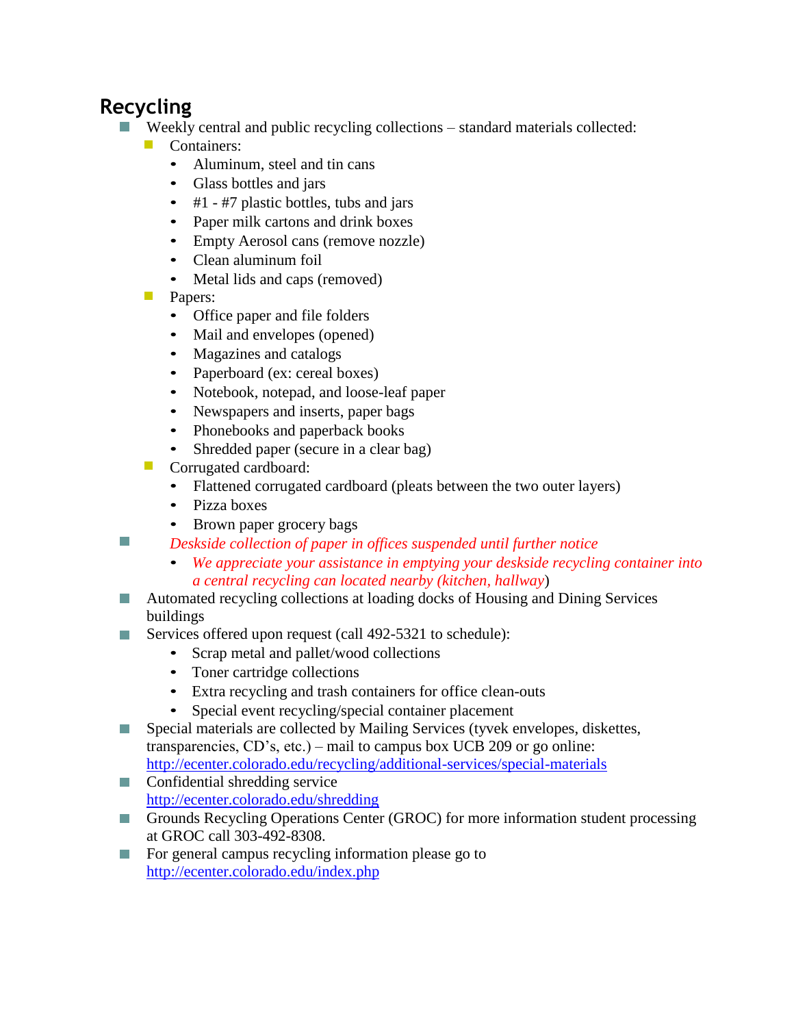## Recycling

- Weekly central and public recycling collections – standard materials collected:
  - Containers:
    - Aluminum, steel and tin cans
    - Glass bottles and jars
    - #1 - #7 plastic bottles, tubs and jars
    - Paper milk cartons and drink boxes
    - Empty Aerosol cans (remove nozzle)
    - Clean aluminum foil
    - Metal lids and caps (removed)
  - Papers:
    - Office paper and file folders
    - Mail and envelopes (opened)
    - Magazines and catalogs
    - Paperboard (ex: cereal boxes)
    - Notebook, notepad, and loose-leaf paper
    - Newspapers and inserts, paper bags
    - Phonebooks and paperback books
    - Shredded paper (secure in a clear bag)
  - Corrugated cardboard:
    - Flattened corrugated cardboard (pleats between the two outer layers)
    - Pizza boxes
    - Brown paper grocery bags
- *Deskside collection of paper in offices suspended until further notice*
  - *We appreciate your assistance in emptying your deskside recycling container into a central recycling can located nearby (kitchen, hallway*)
- Automated recycling collections at loading docks of Housing and Dining Services buildings
- Services offered upon request (call 492-5321 to schedule):
  - Scrap metal and pallet/wood collections
  - Toner cartridge collections
  - Extra recycling and trash containers for office clean-outs
  - Special event recycling/special container placement
- Special materials are collected by Mailing Services (tyvek envelopes, diskettes, transparencies, CD's, etc.) – mail to campus box UCB 209 or go online: [http://ecenter.colorado.edu/recycling/additional-services/special-materials](http://ecenter.colorado.edu/recycling/additional-services/special-materials)
- Confidential shredding service [http://ecenter.colorado.edu/shredding](http://ecenter.colorado.edu/shredding)
- Grounds Recycling Operations Center (GROC) for more information student processing at GROC call 303-492-8308.
- For general campus recycling information please go to [http://ecenter.colorado.edu/index.php](http://ecenter.colorado.edu/index.php)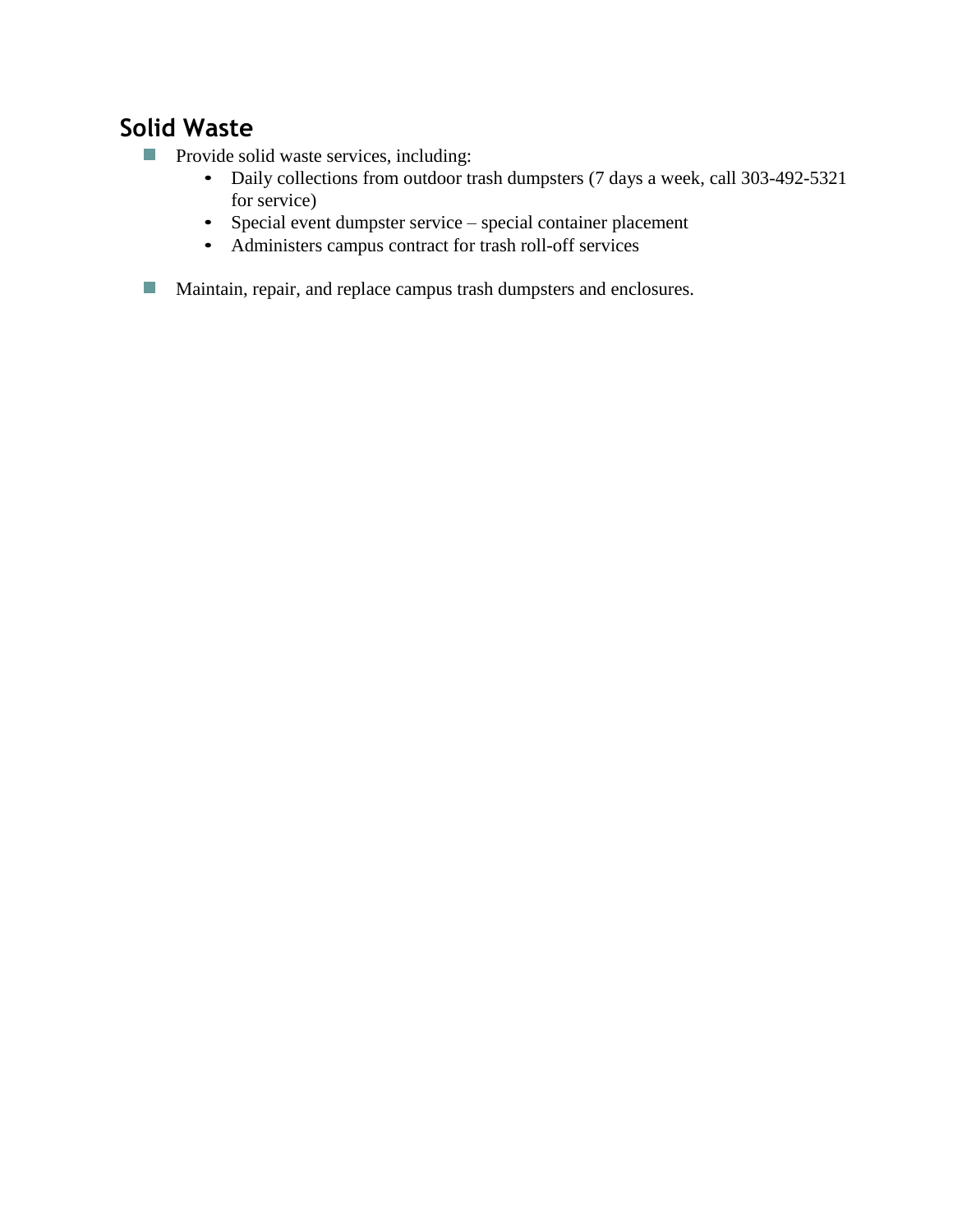## Solid Waste

- Provide solid waste services, including:
    - Daily collections from outdoor trash dumpsters (7 days a week, call 303-492-5321 for service)
    - Special event dumpster service – special container placement
    - Administers campus contract for trash roll-off services

- Maintain, repair, and replace campus trash dumpsters and enclosures.